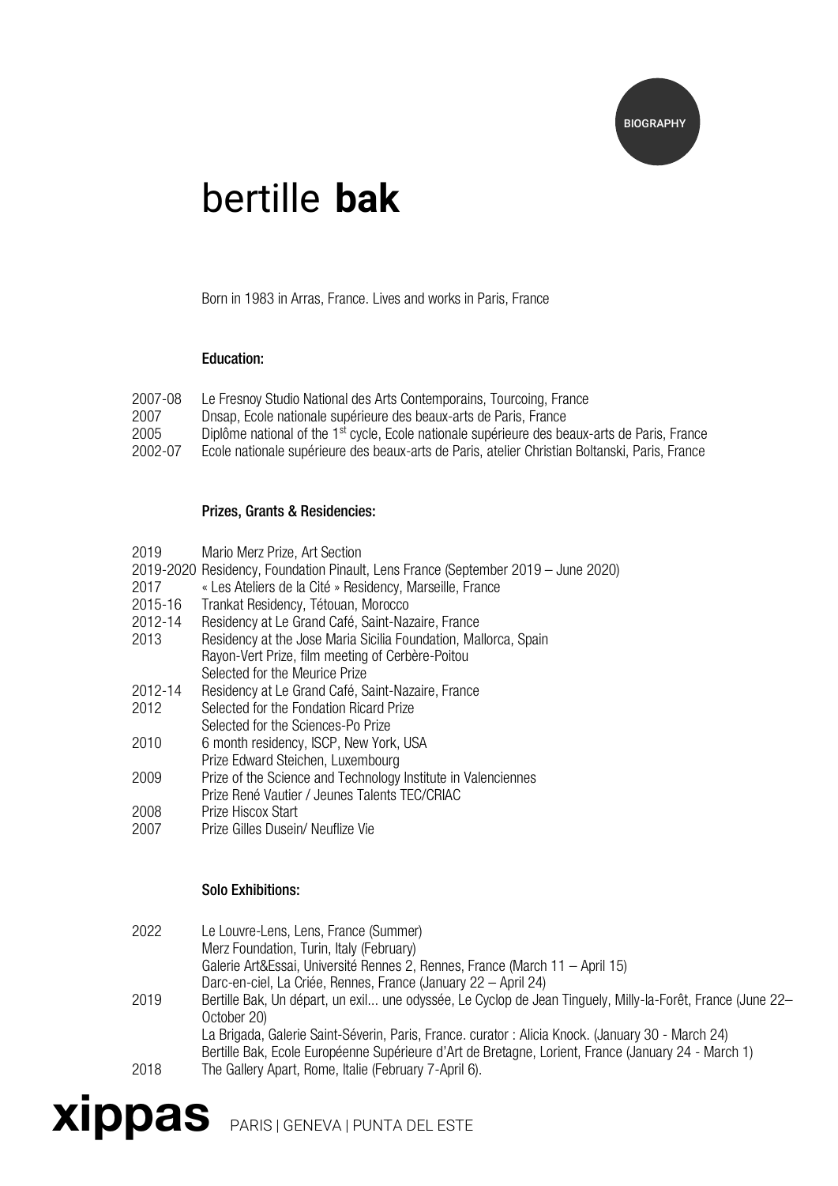BIOGRAPHY

# bertille **bak**

Born in 1983 in Arras, France. Lives and works in Paris, France

### Education:

2007-08 Le Fresnoy Studio National des Arts Contemporains, Tourcoing, France
2007 Dnsap, Ecole nationale supérieure des beaux-arts de Paris, France
2005 Diplôme national of the 1st cycle, Ecole nationale supérieure des beaux-arts de Paris, France
2002-07 Ecole nationale supérieure des beaux-arts de Paris, atelier Christian Boltanski, Paris, France

### Prizes, Grants & Residencies:

2019 Mario Merz Prize, Art Section
2019-2020 Residency, Foundation Pinault, Lens France (September 2019 – June 2020)
2017 « Les Ateliers de la Cité » Residency, Marseille, France
2015-16 Trankat Residency, Tétouan, Morocco
2012-14 Residency at Le Grand Café, Saint-Nazaire, France
2013 Residency at the Jose Maria Sicilia Foundation, Mallorca, Spain
Rayon-Vert Prize, film meeting of Cerbère-Poitou
Selected for the Meurice Prize
2012-14 Residency at Le Grand Café, Saint-Nazaire, France
2012 Selected for the Fondation Ricard Prize
Selected for the Sciences-Po Prize
2010 6 month residency, ISCP, New York, USA
Prize Edward Steichen, Luxembourg
2009 Prize of the Science and Technology Institute in Valenciennes
Prize René Vautier / Jeunes Talents TEC/CRIAC
2008 Prize Hiscox Start
2007 Prize Gilles Dusein/ Neuflize Vie

### Solo Exhibitions:

2022 Le Louvre-Lens, Lens, France (Summer)
Merz Foundation, Turin, Italy (February)
Galerie Art&Essai, Université Rennes 2, Rennes, France (March 11 – April 15)
Darc-en-ciel, La Criée, Rennes, France (January 22 – April 24)
2019 Bertille Bak, Un départ, un exil... une odyssée, Le Cyclop de Jean Tinguely, Milly-la-Forêt, France (June 22– October 20)
La Brigada, Galerie Saint-Séverin, Paris, France. curator : Alicia Knock. (January 30 - March 24)
Bertille Bak, Ecole Européenne Supérieure d'Art de Bretagne, Lorient, France (January 24 - March 1)
2018 The Gallery Apart, Rome, Italie (February 7-April 6).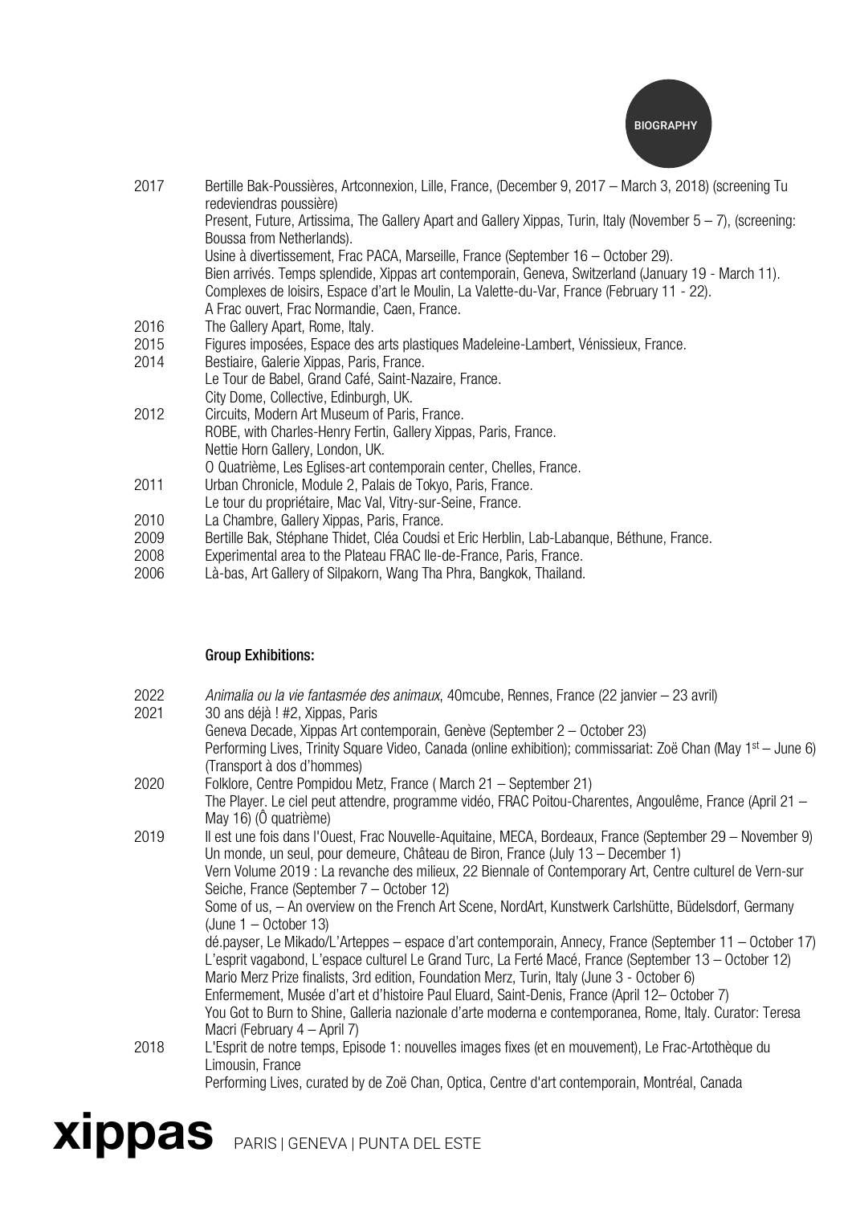2017 Bertille Bak-Poussières, Artconnexion, Lille, France, (December 9, 2017 – March 3, 2018) (screening Tu redeviendras poussière)
Present, Future, Artissima, The Gallery Apart and Gallery Xippas, Turin, Italy (November 5 – 7), (screening: Boussa from Netherlands).
Usine à divertissement, Frac PACA, Marseille, France (September 16 – October 29).
Bien arrivés. Temps splendide, Xippas art contemporain, Geneva, Switzerland (January 19 - March 11).
Complexes de loisirs, Espace d'art le Moulin, La Valette-du-Var, France (February 11 - 22).
A Frac ouvert, Frac Normandie, Caen, France.

2016 The Gallery Apart, Rome, Italy.

2015 Figures imposées, Espace des arts plastiques Madeleine-Lambert, Vénissieux, France.

2014 Bestiaire, Galerie Xippas, Paris, France.
Le Tour de Babel, Grand Café, Saint-Nazaire, France.
City Dome, Collective, Edinburgh, UK.

2012 Circuits, Modern Art Museum of Paris, France.
ROBE, with Charles-Henry Fertin, Gallery Xippas, Paris, France.
Nettie Horn Gallery, London, UK.
O Quatrième, Les Eglises-art contemporain center, Chelles, France.

2011 Urban Chronicle, Module 2, Palais de Tokyo, Paris, France.
Le tour du propriétaire, Mac Val, Vitry-sur-Seine, France.

2010 La Chambre, Gallery Xippas, Paris, France.

2009 Bertille Bak, Stéphane Thidet, Cléa Coudsi et Eric Herblin, Lab-Labanque, Béthune, France.

2008 Experimental area to the Plateau FRAC Ile-de-France, Paris, France.

2006 Là-bas, Art Gallery of Silpakorn, Wang Tha Phra, Bangkok, Thailand.

**Group Exhibitions:**

2022 *Animalia ou la vie fantasmée des animaux*, 40mcube, Rennes, France (22 janvier – 23 avril)

2021 30 ans déjà ! #2, Xippas, Paris
Geneva Decade, Xippas Art contemporain, Genève (September 2 – October 23)
Performing Lives, Trinity Square Video, Canada (online exhibition); commissariat: Zoë Chan (May 1st – June 6) (Transport à dos d'hommes)

2020 Folklore, Centre Pompidou Metz, France ( March 21 – September 21)
The Player. Le ciel peut attendre, programme vidéo, FRAC Poitou-Charentes, Angoulême, France (April 21 – May 16) (Ô quatrième)

2019 Il est une fois dans l'Ouest, Frac Nouvelle-Aquitaine, MECA, Bordeaux, France (September 29 – November 9)
Un monde, un seul, pour demeure, Château de Biron, France (July 13 – December 1)
Vern Volume 2019 : La revanche des milieux, 22 Biennale of Contemporary Art, Centre culturel de Vern-sur Seiche, France (September 7 – October 12)
Some of us, – An overview on the French Art Scene, NordArt, Kunstwerk Carlshütte, Büdelsdorf, Germany (June 1 – October 13)
dé.payser, Le Mikado/L'Arteppes – espace d'art contemporain, Annecy, France (September 11 – October 17)
L'esprit vagabond, L'espace culturel Le Grand Turc, La Ferté Macé, France (September 13 – October 12)
Mario Merz Prize finalists, 3rd edition, Foundation Merz, Turin, Italy (June 3 - October 6)
Enfermement, Musée d'art et d'histoire Paul Eluard, Saint-Denis, France (April 12– October 7)
You Got to Burn to Shine, Galleria nazionale d'arte moderna e contemporanea, Rome, Italy. Curator: Teresa Macri (February 4 – April 7)

2018 L'Esprit de notre temps, Episode 1: nouvelles images fixes (et en mouvement), Le Frac-Artothèque du Limousin, France
Performing Lives, curated by de Zoë Chan, Optica, Centre d'art contemporain, Montréal, Canada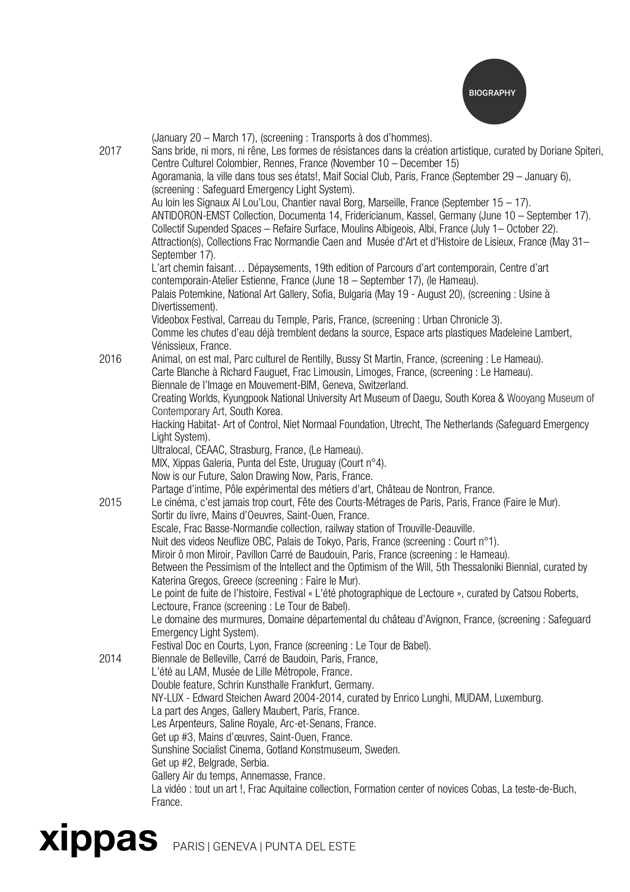(January 20 – March 17), (screening : Transports à dos d'hommes).

**2017**

Sans bride, ni mors, ni rêne, Les formes de résistances dans la création artistique, curated by Doriane Spiteri, Centre Culturel Colombier, Rennes, France (November 10 – December 15)
Agoramania, la ville dans tous ses états!, Maif Social Club, Paris, France (September 29 – January 6), (screening : Safeguard Emergency Light System).
Au loin les Signaux Al Lou'Lou, Chantier naval Borg, Marseille, France (September 15 – 17).
ANTIDORON-EMST Collection, Documenta 14, Fridericianum, Kassel, Germany (June 10 – September 17).
Collectif Supended Spaces – Refaire Surface, Moulins Albigeois, Albi, France (July 1– October 22).
Attraction(s), Collections Frac Normandie Caen and Musée d'Art et d'Histoire de Lisieux, France (May 31– September 17).
L'art chemin faisant… Dépaysements, 19th edition of Parcours d'art contemporain, Centre d'art contemporain-Atelier Estienne, France (June 18 – September 17), (le Hameau).
Palais Potemkine, National Art Gallery, Sofia, Bulgaria (May 19 - August 20), (screening : Usine à Divertissement).
Videobox Festival, Carreau du Temple, Paris, France, (screening : Urban Chronicle 3).
Comme les chutes d'eau déjà tremblent dedans la source, Espace arts plastiques Madeleine Lambert, Vénissieux, France.

**2016**

Animal, on est mal, Parc culturel de Rentilly, Bussy St Martin, France, (screening : Le Hameau).
Carte Blanche à Richard Fauguet, Frac Limousin, Limoges, France, (screening : Le Hameau).
Biennale de l'Image en Mouvement-BIM, Geneva, Switzerland.
Creating Worlds, Kyungpook National University Art Museum of Daegu, South Korea & Wooyang Museum of Contemporary Art, South Korea.
Hacking Habitat- Art of Control, Niet Normaal Foundation, Utrecht, The Netherlands (Safeguard Emergency Light System).
Ultralocal, CEAAC, Strasburg, France, (Le Hameau).
MIX, Xippas Galeria, Punta del Este, Uruguay (Court n°4).
Now is our Future, Salon Drawing Now, Paris, France.
Partage d'intime, Pôle expérimental des métiers d'art, Château de Nontron, France.

**2015**

Le cinéma, c'est jamais trop court, Fête des Courts-Métrages de Paris, Paris, France (Faire le Mur).
Sortir du livre, Mains d'Oeuvres, Saint-Ouen, France.
Escale, Frac Basse-Normandie collection, railway station of Trouville-Deauville.
Nuit des videos Neuflize OBC, Palais de Tokyo, Paris, France (screening : Court n°1).
Miroir ô mon Miroir, Pavillon Carré de Baudouin, Paris, France (screening : le Hameau).
Between the Pessimism of the Intellect and the Optimism of the Will, 5th Thessaloniki Biennial, curated by Katerina Gregos, Greece (screening : Faire le Mur).
Le point de fuite de l'histoire, Festival « L'été photographique de Lectoure », curated by Catsou Roberts, Lectoure, France (screening : Le Tour de Babel).
Le domaine des murmures, Domaine départemental du château d'Avignon, France, (screening : Safeguard Emergency Light System).
Festival Doc en Courts, Lyon, France (screening : Le Tour de Babel).

**2014**

Biennale de Belleville, Carré de Baudoin, Paris, France,
L'été au LAM, Musée de Lille Métropole, France.
Double feature, Schrin Kunsthalle Frankfurt, Germany.
NY-LUX - Edward Steichen Award 2004-2014, curated by Enrico Lunghi, MUDAM, Luxemburg.
La part des Anges, Gallery Maubert, Paris, France.
Les Arpenteurs, Saline Royale, Arc-et-Senans, France.
Get up #3, Mains d'œuvres, Saint-Ouen, France.
Sunshine Socialist Cinema, Gotland Konstmuseum, Sweden.
Get up #2, Belgrade, Serbia.
Gallery Air du temps, Annemasse, France.
La vidéo : tout un art !, Frac Aquitaine collection, Formation center of novices Cobas, La teste-de-Buch, France.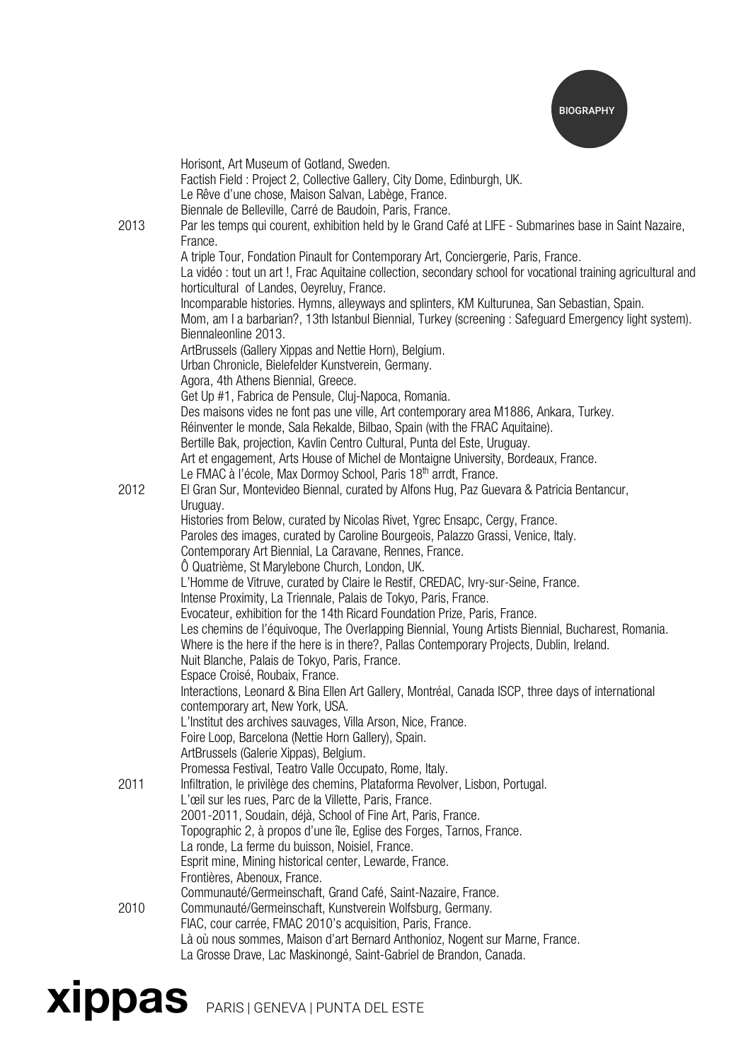Horisont, Art Museum of Gotland, Sweden.
Factish Field : Project 2, Collective Gallery, City Dome, Edinburgh, UK.
Le Rêve d'une chose, Maison Salvan, Labège, France.
Biennale de Belleville, Carré de Baudoin, Paris, France.

**2013**
Par les temps qui courent, exhibition held by le Grand Café at LIFE - Submarines base in Saint Nazaire, France.
A triple Tour, Fondation Pinault for Contemporary Art, Conciergerie, Paris, France.
La vidéo : tout un art !, Frac Aquitaine collection, secondary school for vocational training agricultural and horticultural of Landes, Oeyreluy, France.
Incomparable histories. Hymns, alleyways and splinters, KM Kulturunea, San Sebastian, Spain.
Mom, am I a barbarian?, 13th Istanbul Biennial, Turkey (screening : Safeguard Emergency light system).
Biennaleonline 2013.
ArtBrussels (Gallery Xippas and Nettie Horn), Belgium.
Urban Chronicle, Bielefelder Kunstverein, Germany.
Agora, 4th Athens Biennial, Greece.
Get Up #1, Fabrica de Pensule, Cluj-Napoca, Romania.
Des maisons vides ne font pas une ville, Art contemporary area M1886, Ankara, Turkey.
Réinventer le monde, Sala Rekalde, Bilbao, Spain (with the FRAC Aquitaine).
Bertille Bak, projection, Kavlin Centro Cultural, Punta del Este, Uruguay.
Art et engagement, Arts House of Michel de Montaigne University, Bordeaux, France.
Le FMAC à l'école, Max Dormoy School, Paris 18th arrdt, France.

**2012**
El Gran Sur, Montevideo Biennal, curated by Alfons Hug, Paz Guevara & Patricia Bentancur, Uruguay.
Histories from Below, curated by Nicolas Rivet, Ygrec Ensapc, Cergy, France.
Paroles des images, curated by Caroline Bourgeois, Palazzo Grassi, Venice, Italy.
Contemporary Art Biennial, La Caravane, Rennes, France.
Ô Quatrième, St Marylebone Church, London, UK.
L'Homme de Vitruve, curated by Claire le Restif, CREDAC, Ivry-sur-Seine, France.
Intense Proximity, La Triennale, Palais de Tokyo, Paris, France.
Evocateur, exhibition for the 14th Ricard Foundation Prize, Paris, France.
Les chemins de l'équivoque, The Overlapping Biennial, Young Artists Biennial, Bucharest, Romania.
Where is the here if the here is in there?, Pallas Contemporary Projects, Dublin, Ireland.
Nuit Blanche, Palais de Tokyo, Paris, France.
Espace Croisé, Roubaix, France.
Interactions, Leonard & Bina Ellen Art Gallery, Montréal, Canada ISCP, three days of international contemporary art, New York, USA.
L'Institut des archives sauvages, Villa Arson, Nice, France.
Foire Loop, Barcelona (Nettie Horn Gallery), Spain.
ArtBrussels (Galerie Xippas), Belgium.
Promessa Festival, Teatro Valle Occupato, Rome, Italy.

**2011**
Infiltration, le privilège des chemins, Plataforma Revolver, Lisbon, Portugal.
L'œil sur les rues, Parc de la Villette, Paris, France.
2001-2011, Soudain, déjà, School of Fine Art, Paris, France.
Topographic 2, à propos d'une île, Eglise des Forges, Tarnos, France.
La ronde, La ferme du buisson, Noisiel, France.
Esprit mine, Mining historical center, Lewarde, France.
Frontières, Abenoux, France.
Communauté/Germeinschaft, Grand Café, Saint-Nazaire, France.

**2010**
Communauté/Germeinschaft, Kunstverein Wolfsburg, Germany.
FIAC, cour carrée, FMAC 2010's acquisition, Paris, France.
Là où nous sommes, Maison d'art Bernard Anthonioz, Nogent sur Marne, France.
La Grosse Drave, Lac Maskinongé, Saint-Gabriel de Brandon, Canada.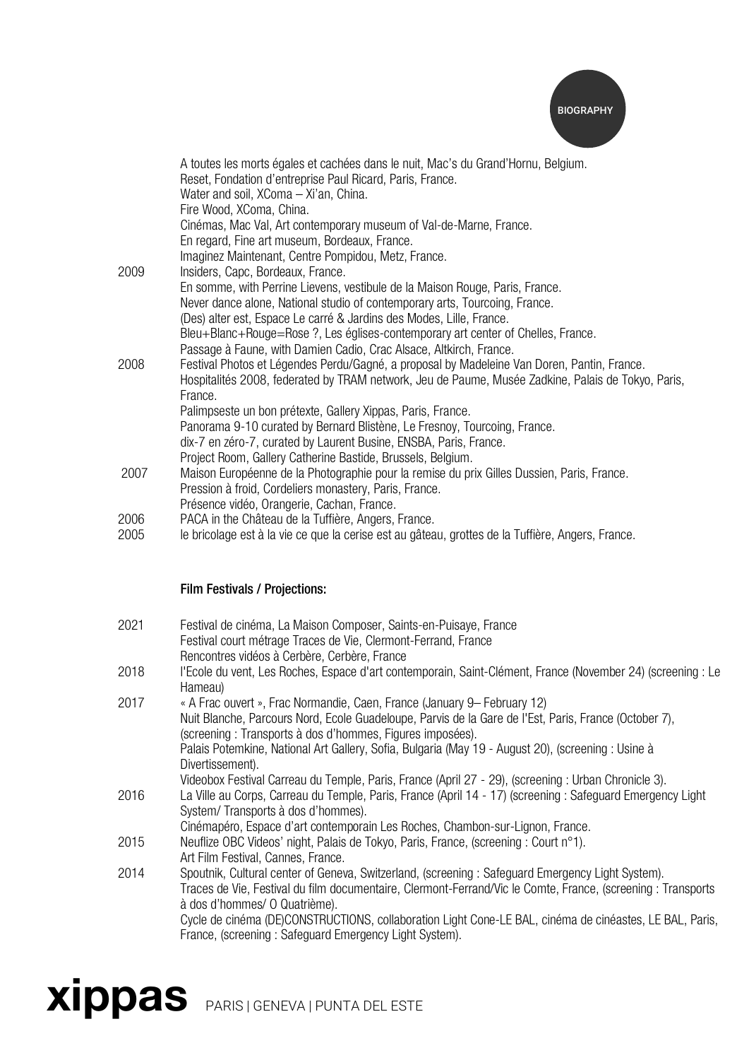A toutes les morts égales et cachées dans le nuit, Mac's du Grand'Hornu, Belgium.
Reset, Fondation d'entreprise Paul Ricard, Paris, France.
Water and soil, XComa – Xi'an, China.
Fire Wood, XComa, China.
Cinémas, Mac Val, Art contemporary museum of Val-de-Marne, France.
En regard, Fine art museum, Bordeaux, France.
Imaginez Maintenant, Centre Pompidou, Metz, France.

2009 Insiders, Capc, Bordeaux, France.
En somme, with Perrine Lievens, vestibule de la Maison Rouge, Paris, France.
Never dance alone, National studio of contemporary arts, Tourcoing, France.
(Des) alter est, Espace Le carré & Jardins des Modes, Lille, France.
Bleu+Blanc+Rouge=Rose ?, Les églises-contemporary art center of Chelles, France.
Passage à Faune, with Damien Cadio, Crac Alsace, Altkirch, France.

2008 Festival Photos et Légendes Perdu/Gagné, a proposal by Madeleine Van Doren, Pantin, France.
Hospitalités 2008, federated by TRAM network, Jeu de Paume, Musée Zadkine, Palais de Tokyo, Paris, France.
Palimpseste un bon prétexte, Gallery Xippas, Paris, France.
Panorama 9-10 curated by Bernard Blistène, Le Fresnoy, Tourcoing, France.
dix-7 en zéro-7, curated by Laurent Busine, ENSBA, Paris, France.
Project Room, Gallery Catherine Bastide, Brussels, Belgium.

2007 Maison Européenne de la Photographie pour la remise du prix Gilles Dussien, Paris, France.
Pression à froid, Cordeliers monastery, Paris, France.
Présence vidéo, Orangerie, Cachan, France.

2006 PACA in the Château de la Tuffière, Angers, France.

2005 le bricolage est à la vie ce que la cerise est au gâteau, grottes de la Tuffière, Angers, France.

**Film Festivals / Projections:**

2021 Festival de cinéma, La Maison Composer, Saints-en-Puisaye, France
Festival court métrage Traces de Vie, Clermont-Ferrand, France
Rencontres vidéos à Cerbère, Cerbère, France

2018 l'Ecole du vent, Les Roches, Espace d'art contemporain, Saint-Clément, France (November 24) (screening : Le Hameau)

2017 « A Frac ouvert », Frac Normandie, Caen, France (January 9– February 12)
Nuit Blanche, Parcours Nord, Ecole Guadeloupe, Parvis de la Gare de l'Est, Paris, France (October 7), (screening : Transports à dos d'hommes, Figures imposées).
Palais Potemkine, National Art Gallery, Sofia, Bulgaria (May 19 - August 20), (screening : Usine à Divertissement).
Videobox Festival Carreau du Temple, Paris, France (April 27 - 29), (screening : Urban Chronicle 3).

2016 La Ville au Corps, Carreau du Temple, Paris, France (April 14 - 17) (screening : Safeguard Emergency Light System/ Transports à dos d'hommes).
Cinémapéro, Espace d'art contemporain Les Roches, Chambon-sur-Lignon, France.

2015 Neuflize OBC Videos' night, Palais de Tokyo, Paris, France, (screening : Court n°1).
Art Film Festival, Cannes, France.

2014 Spoutnik, Cultural center of Geneva, Switzerland, (screening : Safeguard Emergency Light System).
Traces de Vie, Festival du film documentaire, Clermont-Ferrand/Vic le Comte, France, (screening : Transports à dos d'hommes/ O Quatrième).
Cycle de cinéma (DE)CONSTRUCTIONS, collaboration Light Cone-LE BAL, cinéma de cinéastes, LE BAL, Paris, France, (screening : Safeguard Emergency Light System).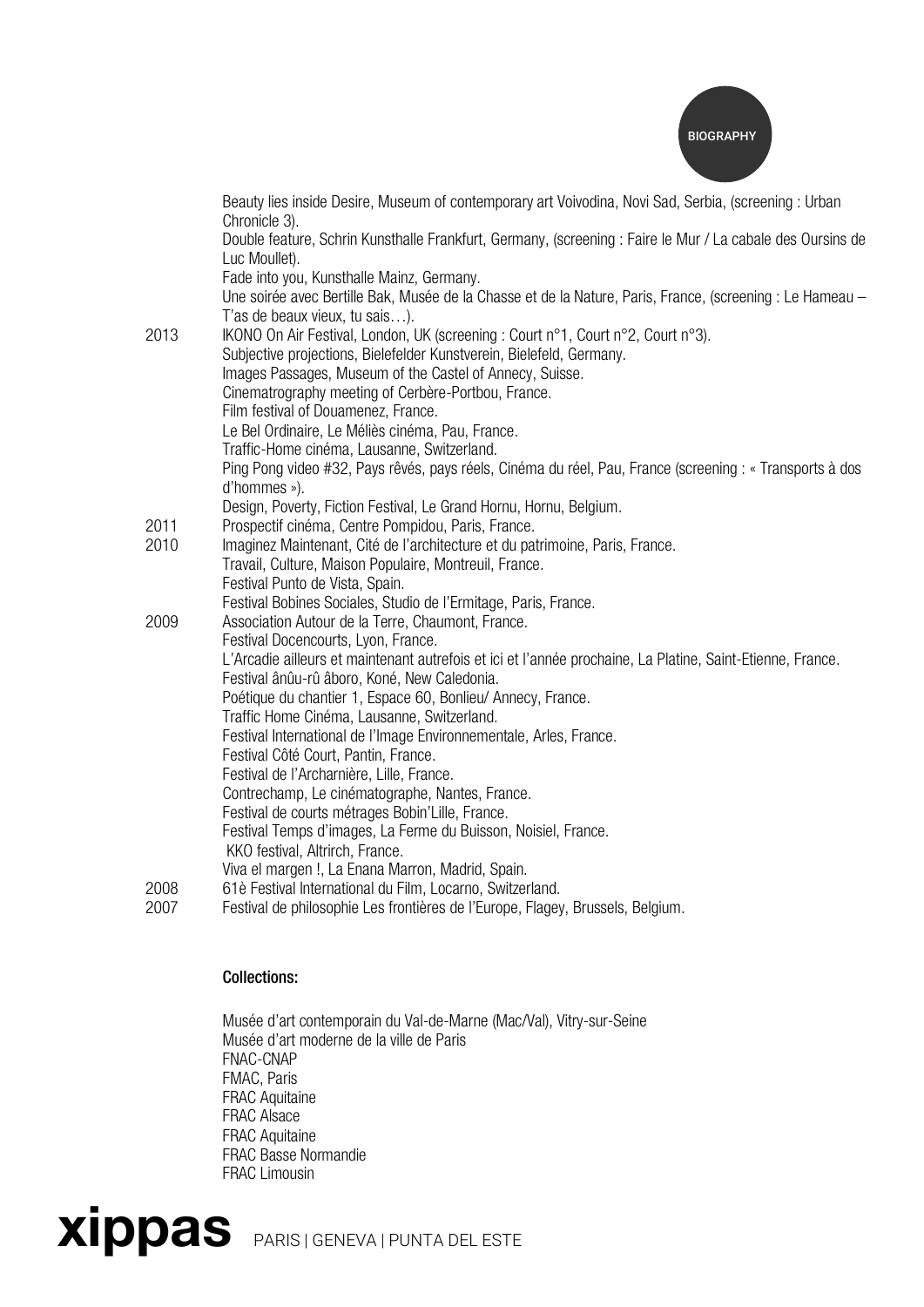Beauty lies inside Desire, Museum of contemporary art Voivodina, Novi Sad, Serbia, (screening : Urban Chronicle 3).
Double feature, Schrin Kunsthalle Frankfurt, Germany, (screening : Faire le Mur / La cabale des Oursins de Luc Moullet).
Fade into you, Kunsthalle Mainz, Germany.
Une soirée avec Bertille Bak, Musée de la Chasse et de la Nature, Paris, France, (screening : Le Hameau – T'as de beaux vieux, tu sais…).

2013 IKONO On Air Festival, London, UK (screening : Court n°1, Court n°2, Court n°3).
Subjective projections, Bielefelder Kunstverein, Bielefeld, Germany.
Images Passages, Museum of the Castel of Annecy, Suisse.
Cinematrography meeting of Cerbère-Portbou, France.
Film festival of Douamenez, France.
Le Bel Ordinaire, Le Méliès cinéma, Pau, France.
Traffic-Home cinéma, Lausanne, Switzerland.
Ping Pong video #32, Pays rêvés, pays réels, Cinéma du réel, Pau, France (screening : « Transports à dos d'hommes »).
Design, Poverty, Fiction Festival, Le Grand Hornu, Hornu, Belgium.

2011 Prospectif cinéma, Centre Pompidou, Paris, France.

2010 Imaginez Maintenant, Cité de l'architecture et du patrimoine, Paris, France.
Travail, Culture, Maison Populaire, Montreuil, France.
Festival Punto de Vista, Spain.
Festival Bobines Sociales, Studio de l'Ermitage, Paris, France.

2009 Association Autour de la Terre, Chaumont, France.
Festival Docencourts, Lyon, France.
L'Arcadie ailleurs et maintenant autrefois et ici et l'année prochaine, La Platine, Saint-Etienne, France.
Festival ânûu-rû âboro, Koné, New Caledonia.
Poétique du chantier 1, Espace 60, Bonlieu/ Annecy, France.
Traffic Home Cinéma, Lausanne, Switzerland.
Festival International de l'Image Environnementale, Arles, France.
Festival Côté Court, Pantin, France.
Festival de l'Archarnière, Lille, France.
Contrechamp, Le cinématographe, Nantes, France.
Festival de courts métrages Bobin'Lille, France.
Festival Temps d'images, La Ferme du Buisson, Noisiel, France.
KKO festival, Altrirch, France.
Viva el margen !, La Enana Marron, Madrid, Spain.

2008 61è Festival International du Film, Locarno, Switzerland.

2007 Festival de philosophie Les frontières de l'Europe, Flagey, Brussels, Belgium.

**Collections:**

Musée d'art contemporain du Val-de-Marne (Mac/Val), Vitry-sur-Seine
Musée d'art moderne de la ville de Paris
FNAC-CNAP
FMAC, Paris
FRAC Aquitaine
FRAC Alsace
FRAC Aquitaine
FRAC Basse Normandie
FRAC Limousin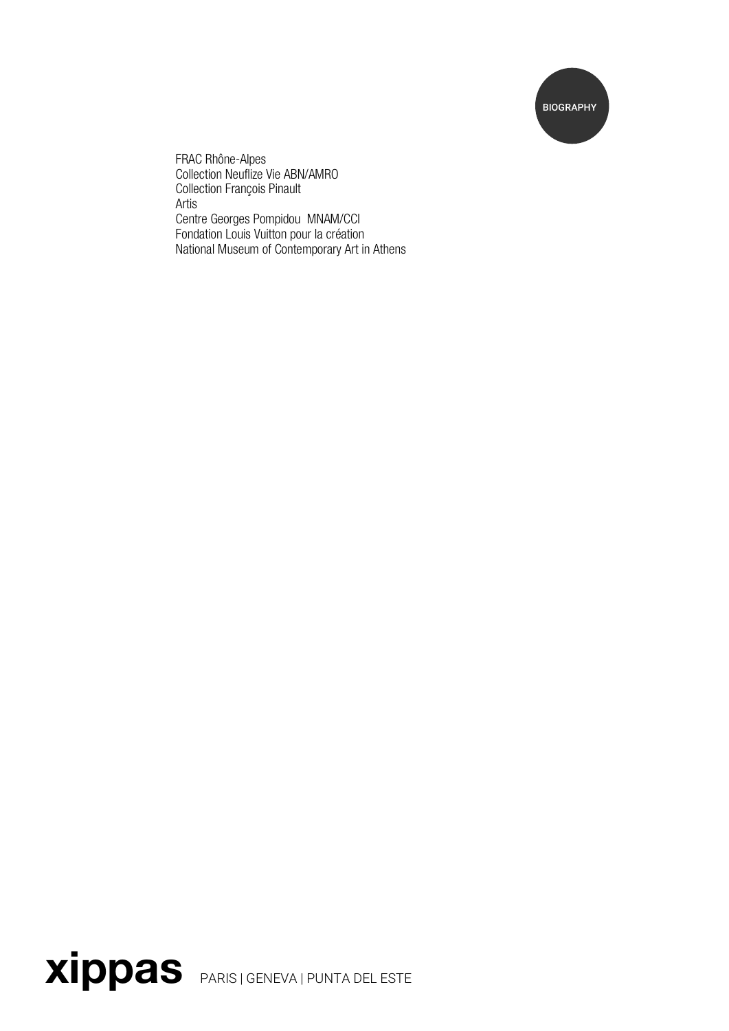FRAC Rhône-Alpes
Collection Neuflize Vie ABN/AMRO
Collection François Pinault
Artis
Centre Georges Pompidou MNAM/CCI
Fondation Louis Vuitton pour la création
National Museum of Contemporary Art in Athens